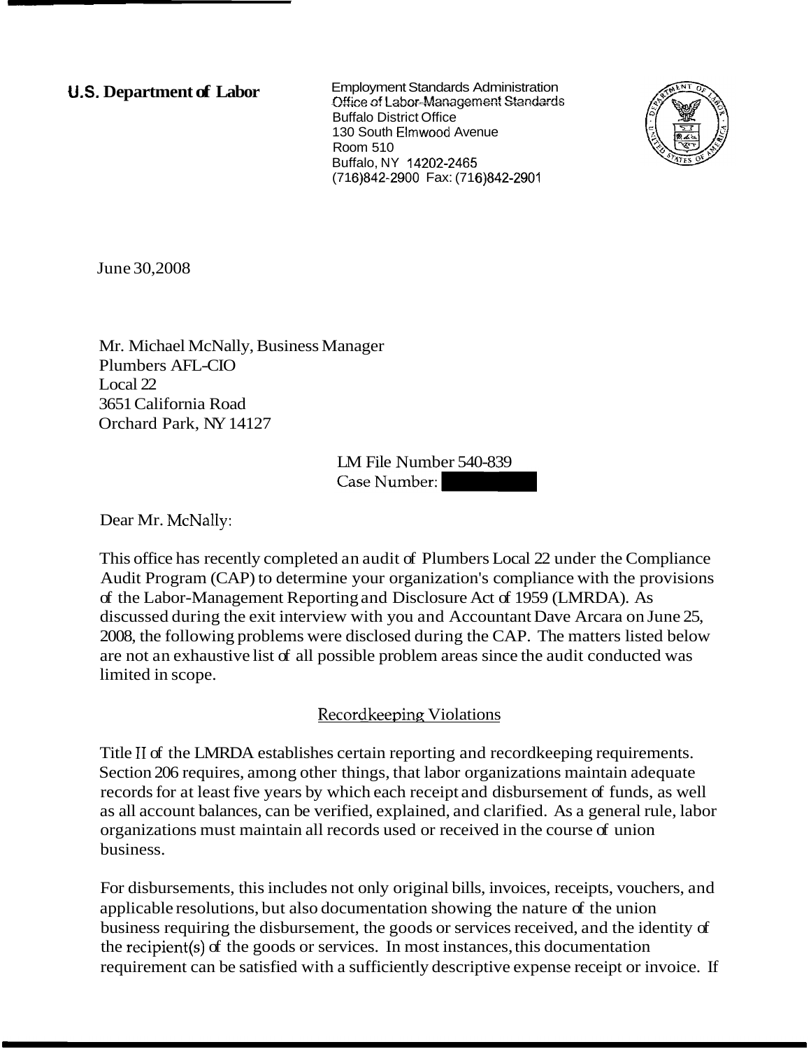**U.S. Department of Labor**

Employment Standards Administration
Office of Labor-Management Standards
Buffalo District Office
130 South Elmwood Avenue
Room 510
Buffalo, NY 14202-2465
(716)842-2900 Fax: (716)842-2901

June 30,2008

Mr. Michael McNally, Business Manager
Plumbers AFL-CIO
Local 22
3651 California Road
Orchard Park, NY 14127

LM File Number 540-839
Case Number:

Dear Mr. McNally:

This office has recently completed an audit of Plumbers Local 22 under the Compliance Audit Program (CAP) to determine your organization's compliance with the provisions of the Labor-Management Reporting and Disclosure Act of 1959 (LMRDA). As discussed during the exit interview with you and Accountant Dave Arcara on June 25, 2008, the following problems were disclosed during the CAP. The matters listed below are not an exhaustive list of all possible problem areas since the audit conducted was limited in scope.

Recordkeeping Violations

Title II of the LMRDA establishes certain reporting and recordkeeping requirements. Section 206 requires, among other things, that labor organizations maintain adequate records for at least five years by which each receipt and disbursement of funds, as well as all account balances, can be verified, explained, and clarified. As a general rule, labor organizations must maintain all records used or received in the course of union business.

For disbursements, this includes not only original bills, invoices, receipts, vouchers, and applicable resolutions, but also documentation showing the nature of the union business requiring the disbursement, the goods or services received, and the identity of the recipient(s) of the goods or services. In most instances, this documentation requirement can be satisfied with a sufficiently descriptive expense receipt or invoice. If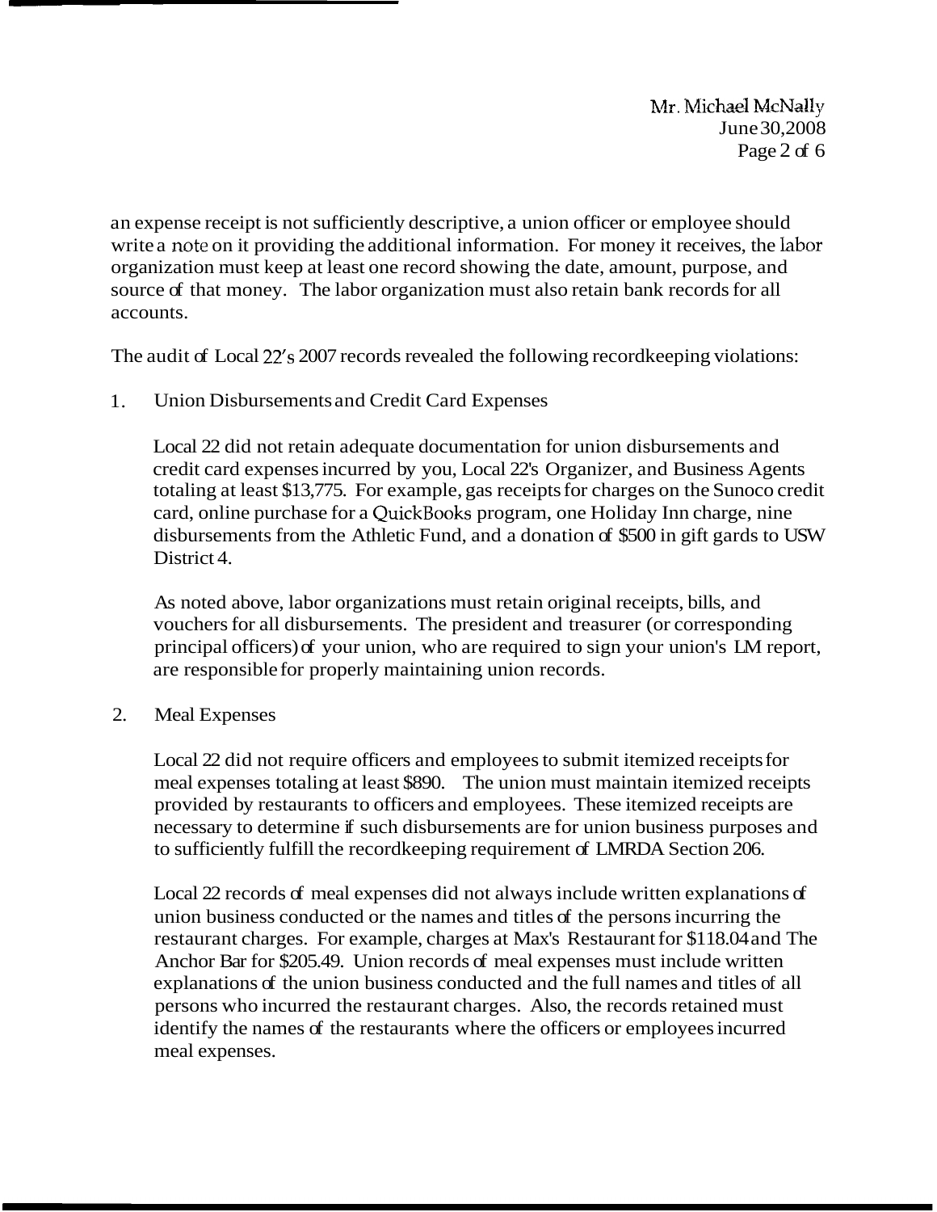an expense receipt is not sufficiently descriptive, a union officer or employee should write a note on it providing the additional information. For money it receives, the labor organization must keep at least one record showing the date, amount, purpose, and source of that money. The labor organization must also retain bank records for all accounts.

The audit of Local 22's 2007 records revealed the following recordkeeping violations:

1. Union Disbursements and Credit Card Expenses

   Local 22 did not retain adequate documentation for union disbursements and credit card expenses incurred by you, Local 22's Organizer, and Business Agents totaling at least $13,775. For example, gas receipts for charges on the Sunoco credit card, online purchase for a QuickBooks program, one Holiday Inn charge, nine disbursements from the Athletic Fund, and a donation of $500 in gift gards to USW District 4.

   As noted above, labor organizations must retain original receipts, bills, and vouchers for all disbursements. The president and treasurer (or corresponding principal officers) of your union, who are required to sign your union's LM report, are responsible for properly maintaining union records.

2. Meal Expenses

   Local 22 did not require officers and employees to submit itemized receipts for meal expenses totaling at least $890. The union must maintain itemized receipts provided by restaurants to officers and employees. These itemized receipts are necessary to determine if such disbursements are for union business purposes and to sufficiently fulfill the recordkeeping requirement of LMRDA Section 206.

   Local 22 records of meal expenses did not always include written explanations of union business conducted or the names and titles of the persons incurring the restaurant charges. For example, charges at Max's Restaurant for $118.04 and The Anchor Bar for $205.49. Union records of meal expenses must include written explanations of the union business conducted and the full names and titles of all persons who incurred the restaurant charges. Also, the records retained must identify the names of the restaurants where the officers or employees incurred meal expenses.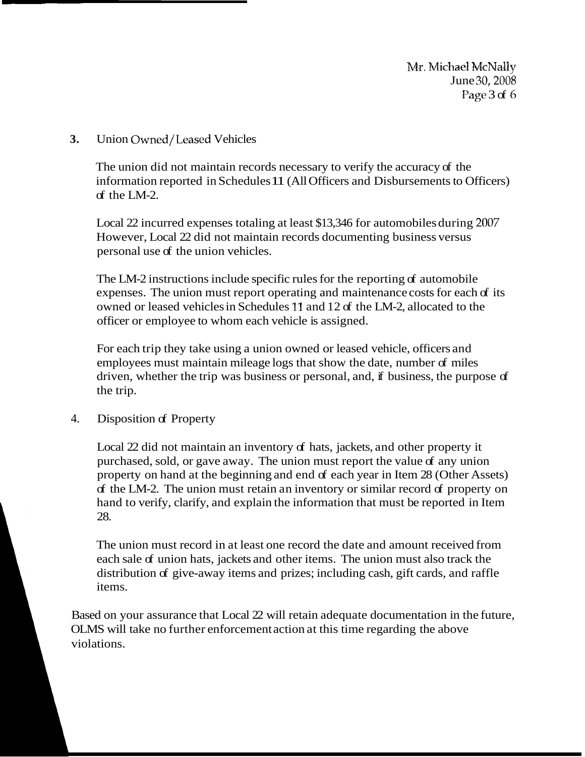**3.** Union Owned/Leased Vehicles

The union did not maintain records necessary to verify the accuracy of the information reported in Schedules 11 (All Officers and Disbursements to Officers) of the LM-2.

Local 22 incurred expenses totaling at least $13,346 for automobiles during 2007 However, Local 22 did not maintain records documenting business versus personal use of the union vehicles.

The LM-2 instructions include specific rules for the reporting of automobile expenses. The union must report operating and maintenance costs for each of its owned or leased vehicles in Schedules 11 and 12 of the LM-2, allocated to the officer or employee to whom each vehicle is assigned.

For each trip they take using a union owned or leased vehicle, officers and employees must maintain mileage logs that show the date, number of miles driven, whether the trip was business or personal, and, if business, the purpose of the trip.

4. Disposition of Property

Local 22 did not maintain an inventory of hats, jackets, and other property it purchased, sold, or gave away. The union must report the value of any union property on hand at the beginning and end of each year in Item 28 (Other Assets) of the LM-2. The union must retain an inventory or similar record of property on hand to verify, clarify, and explain the information that must be reported in Item 28.

The union must record in at least one record the date and amount received from each sale of union hats, jackets and other items. The union must also track the distribution of give-away items and prizes; including cash, gift cards, and raffle items.

Based on your assurance that Local 22 will retain adequate documentation in the future, OLMS will take no further enforcement action at this time regarding the above violations.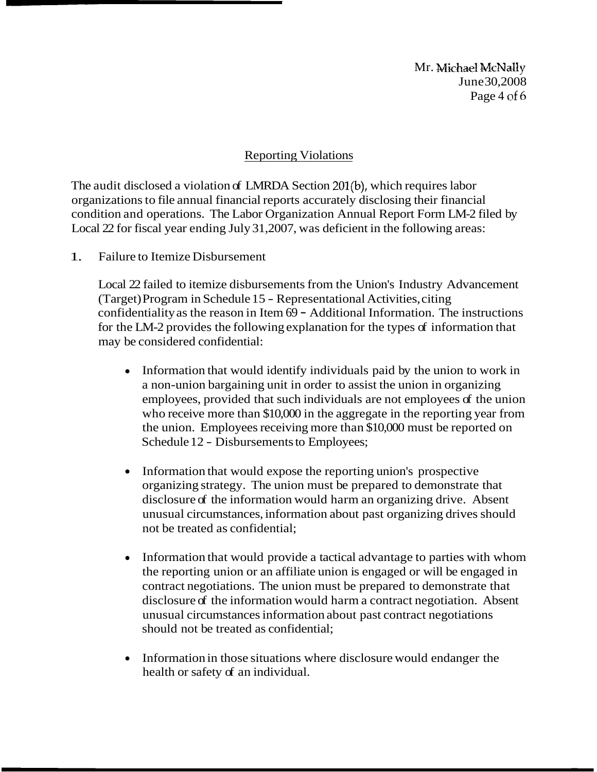## Reporting Violations

The audit disclosed a violation of LMRDA Section 201(b), which requires labor organizations to file annual financial reports accurately disclosing their financial condition and operations. The Labor Organization Annual Report Form LM-2 filed by Local 22 for fiscal year ending July 31, 2007, was deficient in the following areas:

1. Failure to Itemize Disbursement

   Local 22 failed to itemize disbursements from the Union's Industry Advancement (Target) Program in Schedule 15 - Representational Activities, citing confidentiality as the reason in Item 69 - Additional Information. The instructions for the LM-2 provides the following explanation for the types of information that may be considered confidential:

   - Information that would identify individuals paid by the union to work in a non-union bargaining unit in order to assist the union in organizing employees, provided that such individuals are not employees of the union who receive more than $10,000 in the aggregate in the reporting year from the union. Employees receiving more than $10,000 must be reported on Schedule 12 - Disbursements to Employees;

   - Information that would expose the reporting union's prospective organizing strategy. The union must be prepared to demonstrate that disclosure of the information would harm an organizing drive. Absent unusual circumstances, information about past organizing drives should not be treated as confidential;

   - Information that would provide a tactical advantage to parties with whom the reporting union or an affiliate union is engaged or will be engaged in contract negotiations. The union must be prepared to demonstrate that disclosure of the information would harm a contract negotiation. Absent unusual circumstances information about past contract negotiations should not be treated as confidential;

   - Information in those situations where disclosure would endanger the health or safety of an individual.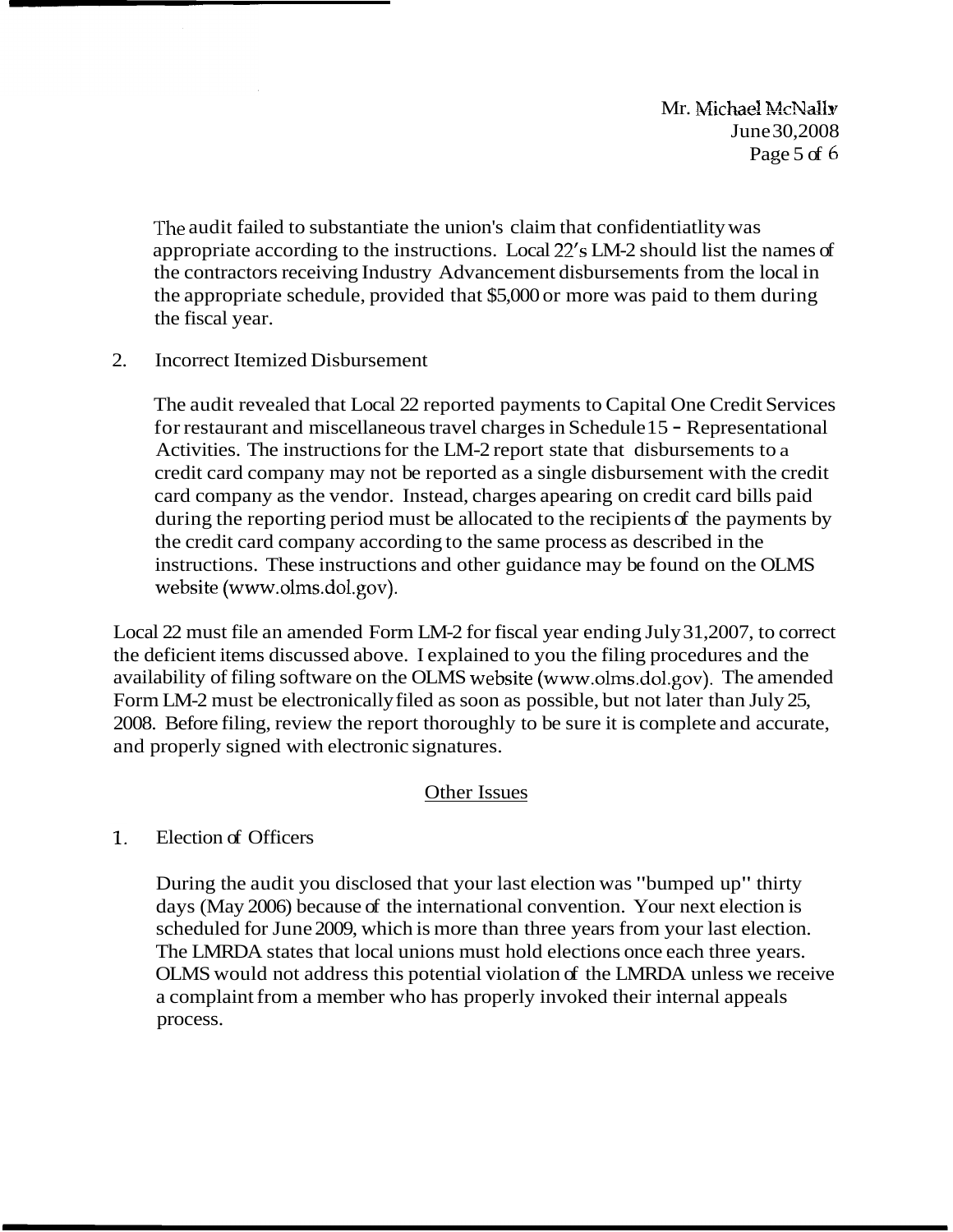The audit failed to substantiate the union's claim that confidentiatlity was appropriate according to the instructions. Local 22's LM-2 should list the names of the contractors receiving Industry Advancement disbursements from the local in the appropriate schedule, provided that $5,000 or more was paid to them during the fiscal year.

2. Incorrect Itemized Disbursement

   The audit revealed that Local 22 reported payments to Capital One Credit Services for restaurant and miscellaneous travel charges in Schedule 15 - Representational Activities. The instructions for the LM-2 report state that disbursements to a credit card company may not be reported as a single disbursement with the credit card company as the vendor. Instead, charges apearing on credit card bills paid during the reporting period must be allocated to the recipients of the payments by the credit card company according to the same process as described in the instructions. These instructions and other guidance may be found on the OLMS website (www.olms.dol.gov).

Local 22 must file an amended Form LM-2 for fiscal year ending July 31, 2007, to correct the deficient items discussed above. I explained to you the filing procedures and the availability of filing software on the OLMS website (www.olms.dol.gov). The amended Form LM-2 must be electronically filed as soon as possible, but not later than July 25, 2008. Before filing, review the report thoroughly to be sure it is complete and accurate, and properly signed with electronic signatures.

## Other Issues

1. Election of Officers

   During the audit you disclosed that your last election was "bumped up" thirty days (May 2006) because of the international convention. Your next election is scheduled for June 2009, which is more than three years from your last election. The LMRDA states that local unions must hold elections once each three years. OLMS would not address this potential violation of the LMRDA unless we receive a complaint from a member who has properly invoked their internal appeals process.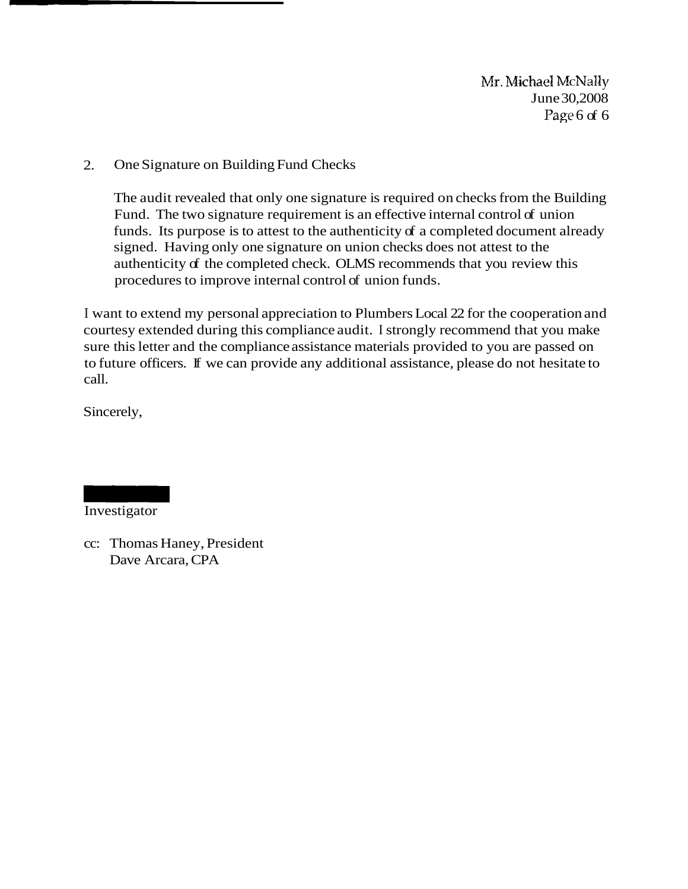2. One Signature on Building Fund Checks

   The audit revealed that only one signature is required on checks from the Building Fund. The two signature requirement is an effective internal control of union funds. Its purpose is to attest to the authenticity of a completed document already signed. Having only one signature on union checks does not attest to the authenticity of the completed check. OLMS recommends that you review this procedures to improve internal control of union funds.

I want to extend my personal appreciation to Plumbers Local 22 for the cooperation and courtesy extended during this compliance audit. I strongly recommend that you make sure this letter and the compliance assistance materials provided to you are passed on to future officers. If we can provide any additional assistance, please do not hesitate to call.

Sincerely,

Investigator

cc: Thomas Haney, President
    Dave Arcara, CPA